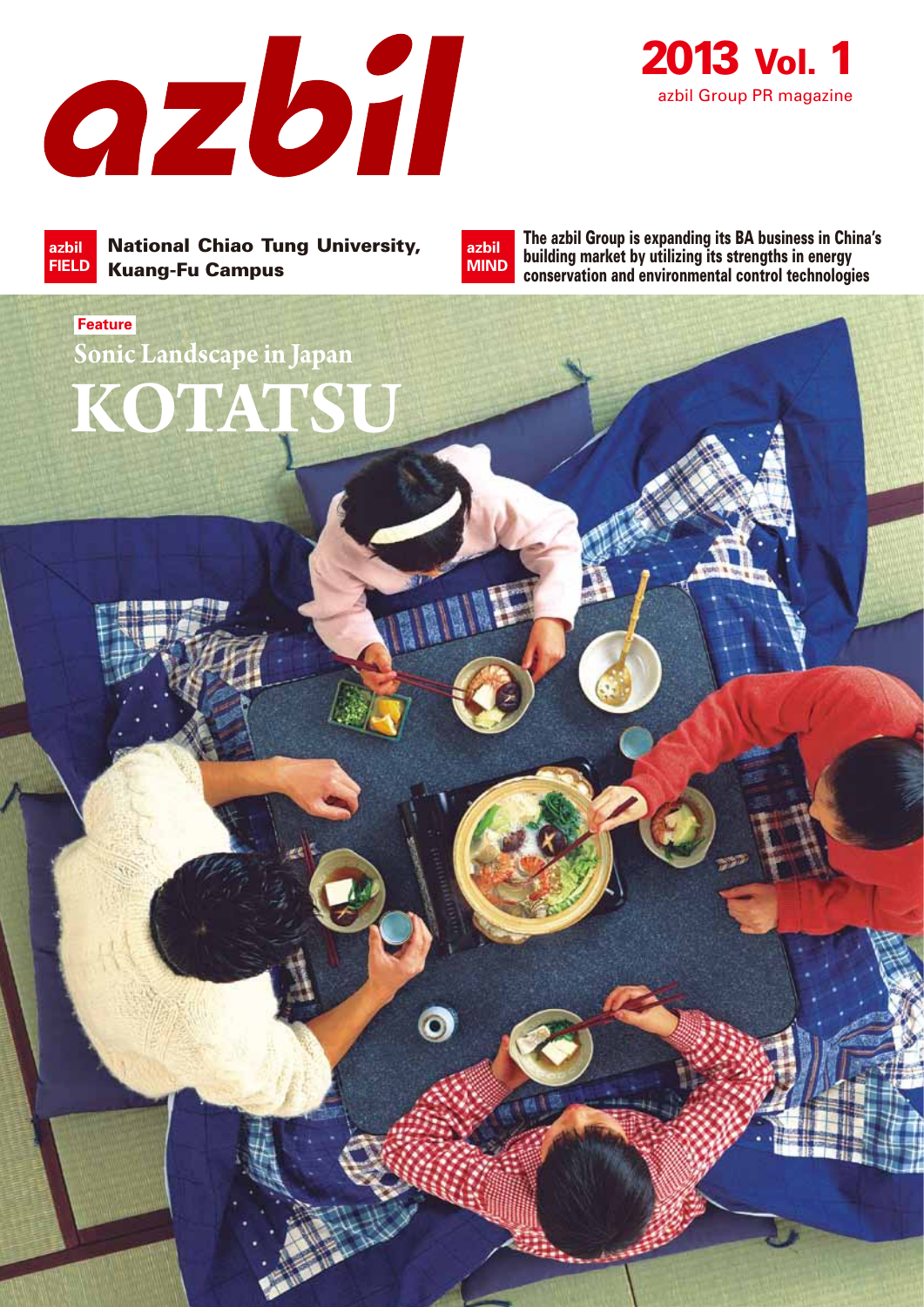# azbil

**2013 Vol. 1**

azbil Group PR magazine

**azbil FIELD** National Chiao Tung University, Kuang-Fu Campus

**azbil MIND** The azbil Group is expanding its BA business in China's building market by utilizing its strengths in energy conservation and environmental control technologies

Feature

## Sonic Landscape in Japan

# KOTATSU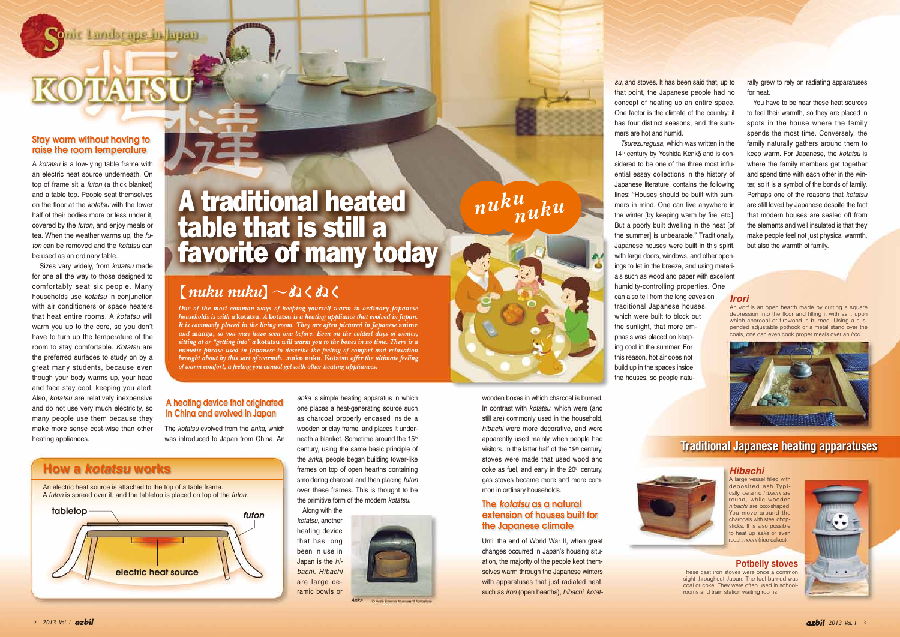# KOTATSU

# A traditional heated table that is still a favorite of many today

## 【*nuku nuku*】～ぬくぬく

*One of the most common ways of keeping yourself warm in ordinary Japanese households is with a* **kotatsu**. *A* **kotatsu** *is a heating appliance that evolved in Japan. It is commonly placed in the living room. They are often pictured in Japanese* **anime** *and* **manga**, *so you may have seen one before. Even on the coldest days of winter, sitting at or "getting into" a* **kotatsu** *will warm you to the bones in no time. There is a mimetic phrase used in Japanese to describe the feeling of comfort and relaxation brought about by this sort of warmth…***nuku nuku**. **Kotatsu** *offer the ultimate feeling of warm comfort, a feeling you cannot get with other heating appliances.*

### Stay warm without having to raise the room temperature

A *kotatsu* is a low-lying table frame with an electric heat source underneath. On top of frame sit a *futon* (a thick blanket) and a table top. People seat themselves on the floor at the *kotatsu* with the lower half of their bodies more or less under it, covered by the *futon*, and enjoy meals or tea. When the weather warms up, the *futon* can be removed and the *kotatsu* can be used as an ordinary table.

Sizes vary widely, from *kotatsu* made for one all the way to those designed to comfortably seat six people. Many households use *kotatsu* in conjunction with air conditioners or space heaters that heat entire rooms. A *kotatsu* will warm you up to the core, so you don't have to turn up the temperature of the room to stay comfortable. *Kotatsu* are the preferred surfaces to study on by a great many students, because even though your body warms up, your head and face stay cool, keeping you alert. Also, *kotatsu* are relatively inexpensive and do not use very much electricity, so many people use them because they make more sense cost-wise than other heating appliances.

### How a *kotatsu* works

An electric heat source is attached to the top of a table frame. A *futon* is spread over it, and the tabletop is placed on top of the *futon*.

tabletop / futon / electric heat source

### A heating device that originated in China and evolved in Japan

The *kotatsu* evolved from the *anka*, which was introduced to Japan from China. An *anka* is simple heating apparatus in which one places a heat-generating source such as charcoal properly encased inside a wooden or clay frame, and places it underneath a blanket. Sometime around the 15th century, using the same basic principle of the *anka*, people began building tower-like frames on top of open hearths containing smoldering charcoal and then placing *futon* over these frames. This is thought to be the primitive form of the modern *kotatsu*.

Along with the *kotatsu*, another heating device that has long been in use in Japan is the *hibachi*. *Hibachi* are large ceramic bowls or wooden boxes in which charcoal is burned. In contrast with *kotatsu*, which were (and still are) commonly used in the household, *hibachi* were more decorative, and were apparently used mainly when people had visitors. In the latter half of the 19th century, stoves were made that used wood and coke as fuel, and early in the 20th century, gas stoves became more and more common in ordinary households.

*Anka* © Iwate Science Museum of Agriculture

### The *kotatsu* as a natural extension of houses built for the Japanese climate

Until the end of World War II, when great changes occurred in Japan's housing situation, the majority of the people kept themselves warm through the Japanese winters with apparatuses that just radiated heat, such as *irori* (open hearths), *hibachi*, *kotatsu*, and stoves. It has been said that, up to that point, the Japanese people had no concept of heating up an entire space. One factor is the climate of the country: it has four distinct seasons, and the summers are hot and humid.

*Tsurezuregusa*, which was written in the 14th century by Yoshida Kenkō and is considered to be one of the three most influential essay collections in the history of Japanese literature, contains the following lines: "Houses should be built with summers in mind. One can live anywhere in the winter [by keeping warm by fire, etc.]. But a poorly built dwelling in the heat [of the summer] is unbearable." Traditionally, Japanese houses were built in this spirit, with large doors, windows, and other openings to let in the breeze, and using materials such as wood and paper with excellent humidity-controlling properties. One can also tell from the long eaves on traditional Japanese houses, which were built to block out the sunlight, that more emphasis was placed on keeping cool in the summer. For this reason, hot air does not build up in the spaces inside the houses, so people naturally grew to rely on radiating apparatuses for heat.

You have to be near these heat sources to feel their warmth, so they are placed in spots in the house where the family spends the most time. Conversely, the family naturally gathers around them to keep warm. For Japanese, the *kotatsu* is where the family members get together and spend time with each other in the winter, so it is a symbol of the bonds of family. Perhaps one of the reasons that *kotatsu* are still loved by Japanese despite the fact that modern houses are sealed off from the elements and well insulated is that they make people feel not just physical warmth, but also the warmth of family.

## Traditional Japanese heating apparatuses

#### *Irori*

An *irori* is an open hearth made by cutting a square depression into the floor and filling it with ash, upon which charcoal or firewood is burned. Using a suspended adjustable pothook or a metal stand over the coals, one can even cook proper meals over an *irori*.

#### *Hibachi*

A large vessel filled with deposited ash. Typically, ceramic *hibachi* are round, while wooden *hibachi* are box-shaped. You move around the charcoals with steel chopsticks. It is also possible to heat up *sake* or even roast *mochi* (rice cakes).

#### Potbelly stoves

These cast iron stoves were once a common sight throughout Japan. The fuel burned was coal or coke. They were often used in schoolrooms and train station waiting rooms.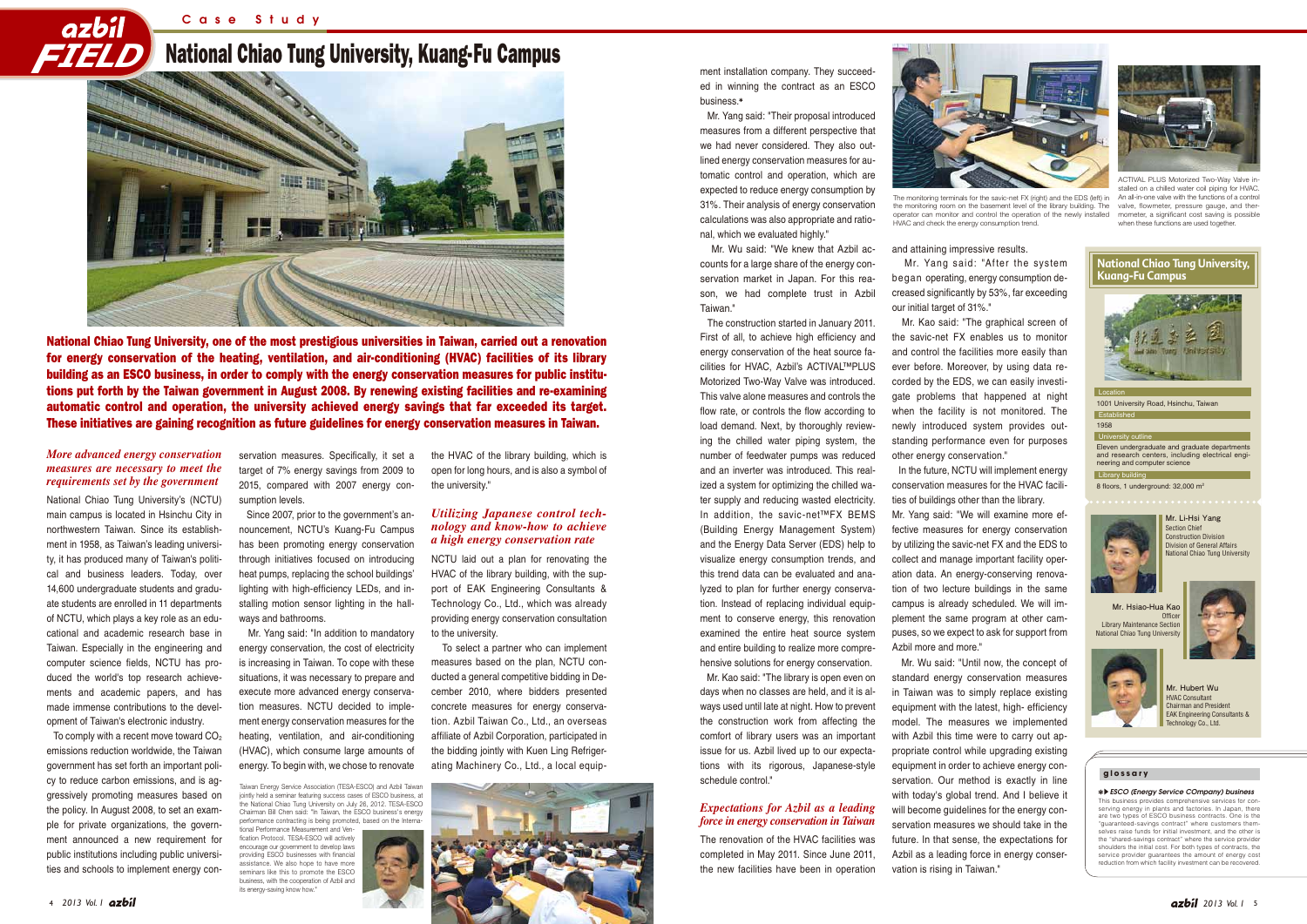# National Chiao Tung University, Kuang-Fu Campus

**National Chiao Tung University, one of the most prestigious universities in Taiwan, carried out a renovation for energy conservation of the heating, ventilation, and air-conditioning (HVAC) facilities of its library building as an ESCO business, in order to comply with the energy conservation measures for public institutions put forth by the Taiwan government in August 2008. By renewing existing facilities and re-examining automatic control and operation, the university achieved energy savings that far exceeded its target. These initiatives are gaining recognition as future guidelines for energy conservation measures in Taiwan.**

## *More advanced energy conservation measures are necessary to meet the requirements set by the government*

National Chiao Tung University's (NCTU) main campus is located in Hsinchu City in northwestern Taiwan. Since its establishment in 1958, as Taiwan's leading university, it has produced many of Taiwan's political and business leaders. Today, over 14,600 undergraduate students and graduate students are enrolled in 11 departments of NCTU, which plays a key role as an educational and academic research base in Taiwan. Especially in the engineering and computer science fields, NCTU has produced the world's top research achievements and academic papers, and has made immense contributions to the development of Taiwan's electronic industry.

To comply with a recent move toward $CO_2$ emissions reduction worldwide, the Taiwan government has set forth an important policy to reduce carbon emissions, and is aggressively promoting measures based on the policy. In August 2008, to set an example for private organizations, the government announced a new requirement for public institutions including public universities and schools to implement energy conservation measures. Specifically, it set a target of 7% energy savings from 2009 to 2015, compared with 2007 energy consumption levels.

Since 2007, prior to the government's announcement, NCTU's Kuang-Fu Campus has been promoting energy conservation through initiatives focused on introducing heat pumps, replacing the school buildings' lighting with high-efficiency LEDs, and installing motion sensor lighting in the hallways and bathrooms.

Mr. Yang said: "In addition to mandatory energy conservation, the cost of electricity is increasing in Taiwan. To cope with these situations, it was necessary to prepare and execute more advanced energy conservation measures. NCTU decided to implement energy conservation measures for the heating, ventilation, and air-conditioning (HVAC), which consume large amounts of energy. To begin with, we chose to renovate the HVAC of the library building, which is open for long hours, and is also a symbol of the university."

Taiwan Energy Service Association (TESA-ESCO) and Azbil Taiwan jointly held a seminar featuring success cases of ESCO business, at the National Chiao Tung University on July 26, 2012. TESA-ESCO Chairman Bill Chen said: "In Taiwan, the ESCO business's energy performance contracting is being promoted, based on the International Performance Measurement and Verification Protocol. TESA-ESCO will actively encourage our government to develop laws providing ESCO businesses with financial assistance. We also hope to have more seminars like this to promote the ESCO business, with the cooperation of Azbil and its energy-saving know how."

## *Utilizing Japanese control technology and know-how to achieve a high energy conservation rate*

NCTU laid out a plan for renovating the HVAC of the library building, with the support of EAK Engineering Consultants & Technology Co., Ltd., which was already providing energy conservation consultation to the university.

To select a partner who can implement measures based on the plan, NCTU conducted a general competitive bidding in December 2010, where bidders presented concrete measures for energy conservation. Azbil Taiwan Co., Ltd., an overseas affiliate of Azbil Corporation, participated in the bidding jointly with Kuen Ling Refrigerating Machinery Co., Ltd., a local equipment installation company. They succeeded in winning the contract as an ESCO business.*

Mr. Yang said: "Their proposal introduced measures from a different perspective that we had never considered. They also outlined energy conservation measures for automatic control and operation, which are expected to reduce energy consumption by 31%. Their analysis of energy conservation calculations was also appropriate and rational, which we evaluated highly."

Mr. Wu said: "We knew that Azbil accounts for a large share of the energy conservation market in Japan. For this reason, we had complete trust in Azbil Taiwan."

The construction started in January 2011. First of all, to achieve high efficiency and energy conservation of the heat source facilities for HVAC, Azbil's ACTIVAL™PLUS Motorized Two-Way Valve was introduced. This valve alone measures and controls the flow rate, or controls the flow according to load demand. Next, by thoroughly reviewing the chilled water piping system, the number of feedwater pumps was reduced and an inverter was introduced. This realized a system for optimizing the chilled water supply and reducing wasted electricity. In addition, the savic-net™FX BEMS (Building Energy Management System) and the Energy Data Server (EDS) help to visualize energy consumption trends, and this trend data can be evaluated and analyzed to plan for further energy conservation. Instead of replacing individual equipment to conserve energy, this renovation examined the entire heat source system and entire building to realize more comprehensive solutions for energy conservation.

Mr. Kao said: "The library is open even on days when no classes are held, and it is always used until late at night. How to prevent the construction work from affecting the comfort of library users was an important issue for us. Azbil lived up to our expectations with its rigorous, Japanese-style schedule control."

## *Expectations for Azbil as a leading force in energy conservation in Taiwan*

The renovation of the HVAC facilities was completed in May 2011. Since June 2011, the new facilities have been in operation and attaining impressive results.

Mr. Yang said: "After the system began operating, energy consumption decreased significantly by 53%, far exceeding our initial target of 31%."

Mr. Kao said: "The graphical screen of the savic-net FX enables us to monitor and control the facilities more easily than ever before. Moreover, by using data recorded by the EDS, we can easily investigate problems that happened at night when the facility is not monitored. The newly introduced system provides outstanding performance even for purposes other energy conservation."

In the future, NCTU will implement energy conservation measures for the HVAC facilities of buildings other than the library.

Mr. Yang said: "We will examine more effective measures for energy conservation by utilizing the savic-net FX and the EDS to collect and manage important facility operation data. An energy-conserving renovation of two lecture buildings in the same campus is already scheduled. We will implement the same program at other campuses, so we expect to ask for support from Azbil more and more."

Mr. Wu said: "Until now, the concept of standard energy conservation measures in Taiwan was to simply replace existing equipment with the latest, high- efficiency model. The measures we implemented with Azbil this time were to carry out appropriate control while upgrading existing equipment in order to achieve energy conservation. Our method is exactly in line with today's global trend. And I believe it will become guidelines for the energy conservation measures we should take in the future. In that sense, the expectations for Azbil as a leading force in energy conservation is rising in Taiwan."

The monitoring terminals for the savic-net FX (right) and the EDS (left) in the monitoring room on the basement level of the library building. The operator can monitor and control the operation of the newly installed HVAC and check the energy consumption trend.

ACTIVAL PLUS Motorized Two-Way Valve installed on a chilled water coil piping for HVAC. An all-in-one valve with the functions of a control valve, flowmeter, pressure gauge, and thermometer, a significant cost saving is possible when these functions are used together.

### National Chiao Tung University, Kuang-Fu Campus

**Location**
1001 University Road, Hsinchu, Taiwan

**Established**
1958

**University outline**
Eleven undergraduate and graduate departments and research centers, including electrical engineering and computer science

**Library building**
8 floors, 1 underground: 32,000 m²

**Mr. Li-Hsi Yang**
Section Chief
Construction Division
Division of General Affairs
National Chiao Tung University

**Mr. Hsiao-Hua Kao**
Officer
Library Maintenance Section
National Chiao Tung University

**Mr. Hubert Wu**
HVAC Consultant
Chairman and President
EAK Engineering Consultants & Technology Co., Ltd.

### glossary

**\* ESCO (Energy Service COmpany) business**
This business provides comprehensive services for conserving energy in plants and factories. In Japan, there are two types of ESCO business contracts. One is the "guaranteed-savings contract" where customers themselves raise funds for initial investment, and the other is the "shared-savings contract" where the service provider shoulders the initial cost. For both types of contracts, the service provider guarantees the amount of energy cost reduction from which facility investment can be recovered.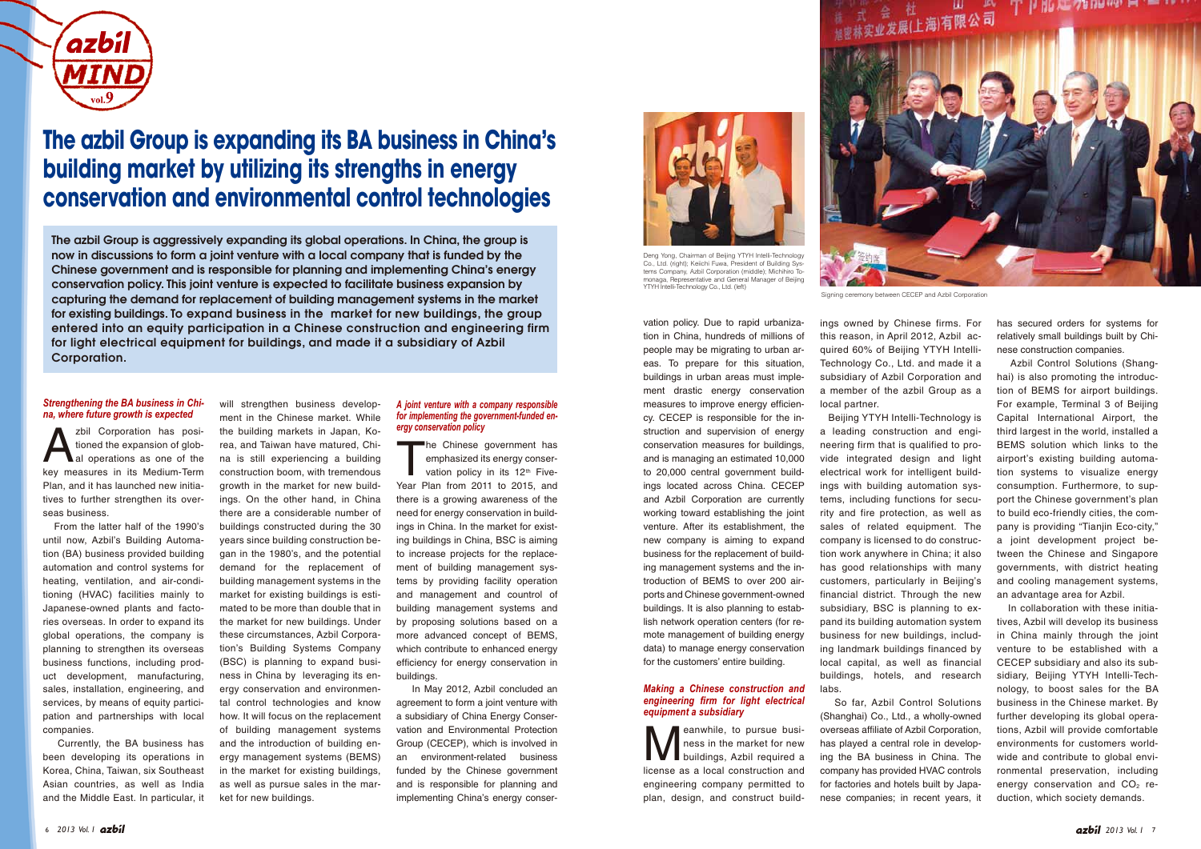# The azbil Group is expanding its BA business in China's building market by utilizing its strengths in energy conservation and environmental control technologies

**The azbil Group is aggressively expanding its global operations. In China, the group is now in discussions to form a joint venture with a local company that is funded by the Chinese government and is responsible for planning and implementing China's energy conservation policy. This joint venture is expected to facilitate business expansion by capturing the demand for replacement of building management systems in the market for existing buildings. To expand business in the market for new buildings, the group entered into an equity participation in a Chinese construction and engineering firm for light electrical equipment for buildings, and made it a subsidiary of Azbil Corporation.**

### *Strengthening the BA business in China, where future growth is expected*

Azbil Corporation has positioned the expansion of global operations as one of the key measures in its Medium-Term Plan, and it has launched new initiatives to further strengthen its overseas business.

From the latter half of the 1990's until now, Azbil's Building Automation (BA) business provided building automation and control systems for heating, ventilation, and air-conditioning (HVAC) facilities mainly to Japanese-owned plants and factories overseas. In order to expand its global operations, the company is planning to strengthen its overseas business functions, including product development, manufacturing, sales, installation, engineering, and services, by means of equity participation and partnerships with local companies.

Currently, the BA business has been developing its operations in Korea, China, Taiwan, six Southeast Asian countries, as well as India and the Middle East. In particular, it will strengthen business development in the Chinese market. While the building markets in Japan, Korea, and Taiwan have matured, China is still experiencing a building construction boom, with tremendous growth in the market for new buildings. On the other hand, in China there are a considerable number of buildings constructed during the 30 years since building construction began in the 1980's, and the potential demand for the replacement of building management systems in the market for existing buildings is estimated to be more than double that in the market for new buildings. Under these circumstances, Azbil Corporation's Building Systems Company (BSC) is planning to expand business in China by leveraging its energy conservation and environmental control technologies and know how. It will focus on the replacement of building management systems and the introduction of building energy management systems (BEMS) in the market for existing buildings, as well as pursue sales in the market for new buildings.

### *A joint venture with a company responsible for implementing the government-funded energy conservation policy*

The Chinese government has emphasized its energy conservation policy in its 12th Five-Year Plan from 2011 to 2015, and there is a growing awareness of the need for energy conservation in buildings in China. In the market for existing buildings in China, BSC is aiming to increase projects for the replacement of building management systems by providing facility operation and management and control of building management systems and by proposing solutions based on a more advanced concept of BEMS, which contribute to enhanced energy efficiency for energy conservation in buildings.

In May 2012, Azbil concluded an agreement to form a joint venture with a subsidiary of China Energy Conservation and Environmental Protection Group (CECEP), which is involved in an environment-related business funded by the Chinese government and is responsible for planning and implementing China's energy conservation policy. Due to rapid urbanization in China, hundreds of millions of people may be migrating to urban areas. To prepare for this situation, buildings in urban areas must implement drastic energy conservation measures to improve energy efficiency. CECEP is responsible for the instruction and supervision of energy conservation measures for buildings, and is managing an estimated 10,000 to 20,000 central government buildings located across China. CECEP and Azbil Corporation are currently working toward establishing the joint venture. After its establishment, the new company is aiming to expand business for the replacement of building management systems and the introduction of BEMS to over 200 airports and Chinese government-owned buildings. It is also planning to establish network operation centers (for remote management of building energy data) to manage energy conservation for the customers' entire building.

Deng Yong, Chairman of Beijing YTYH Intelli-Technology Co., Ltd. (right); Keiichi Fuwa, President of Building Systems Company, Azbil Corporation (middle); Michihiro Tomonaga, Representative and General Manager of Beijing YTYH Intelli-Technology Co., Ltd. (left)

Signing ceremony between CECEP and Azbil Corporation

### *Making a Chinese construction and engineering firm for light electrical equipment a subsidiary*

Meanwhile, to pursue business in the market for new buildings, Azbil required a license as a local construction and engineering company permitted to plan, design, and construct buildings owned by Chinese firms. For this reason, in April 2012, Azbil acquired 60% of Beijing YTYH Intelli-Technology Co., Ltd. and made it a subsidiary of Azbil Corporation and a member of the azbil Group as a local partner.

Beijing YTYH Intelli-Technology is a leading construction and engineering firm that is qualified to provide integrated design and light electrical work for intelligent buildings with building automation systems, including functions for security and fire protection, as well as sales of related equipment. The company is licensed to do construction work anywhere in China; it also has good relationships with many customers, particularly in Beijing's financial district. Through the new subsidiary, BSC is planning to expand its building automation system business for new buildings, including landmark buildings financed by local capital, as well as financial buildings, hotels, and research labs.

So far, Azbil Control Solutions (Shanghai) Co., Ltd., a wholly-owned overseas affiliate of Azbil Corporation, has played a central role in developing the BA business in China. The company has provided HVAC controls for factories and hotels built by Japanese companies; in recent years, it has secured orders for systems for relatively small buildings built by Chinese construction companies.

Azbil Control Solutions (Shanghai) is also promoting the introduction of BEMS for airport buildings. For example, Terminal 3 of Beijing Capital International Airport, the third largest in the world, installed a BEMS solution which links to the airport's existing building automation systems to visualize energy consumption. Furthermore, to support the Chinese government's plan to build eco-friendly cities, the company is providing "Tianjin Eco-city," a joint development project between the Chinese and Singapore governments, with district heating and cooling management systems, an advantage area for Azbil.

In collaboration with these initiatives, Azbil will develop its business in China mainly through the joint venture to be established with a CECEP subsidiary and also its subsidiary, Beijing YTYH Intelli-Technology, to boost sales for the BA business in the Chinese market. By further developing its global operations, Azbil will provide comfortable environments for customers worldwide and contribute to global environmental preservation, including energy conservation and $CO_2$ reduction, which society demands.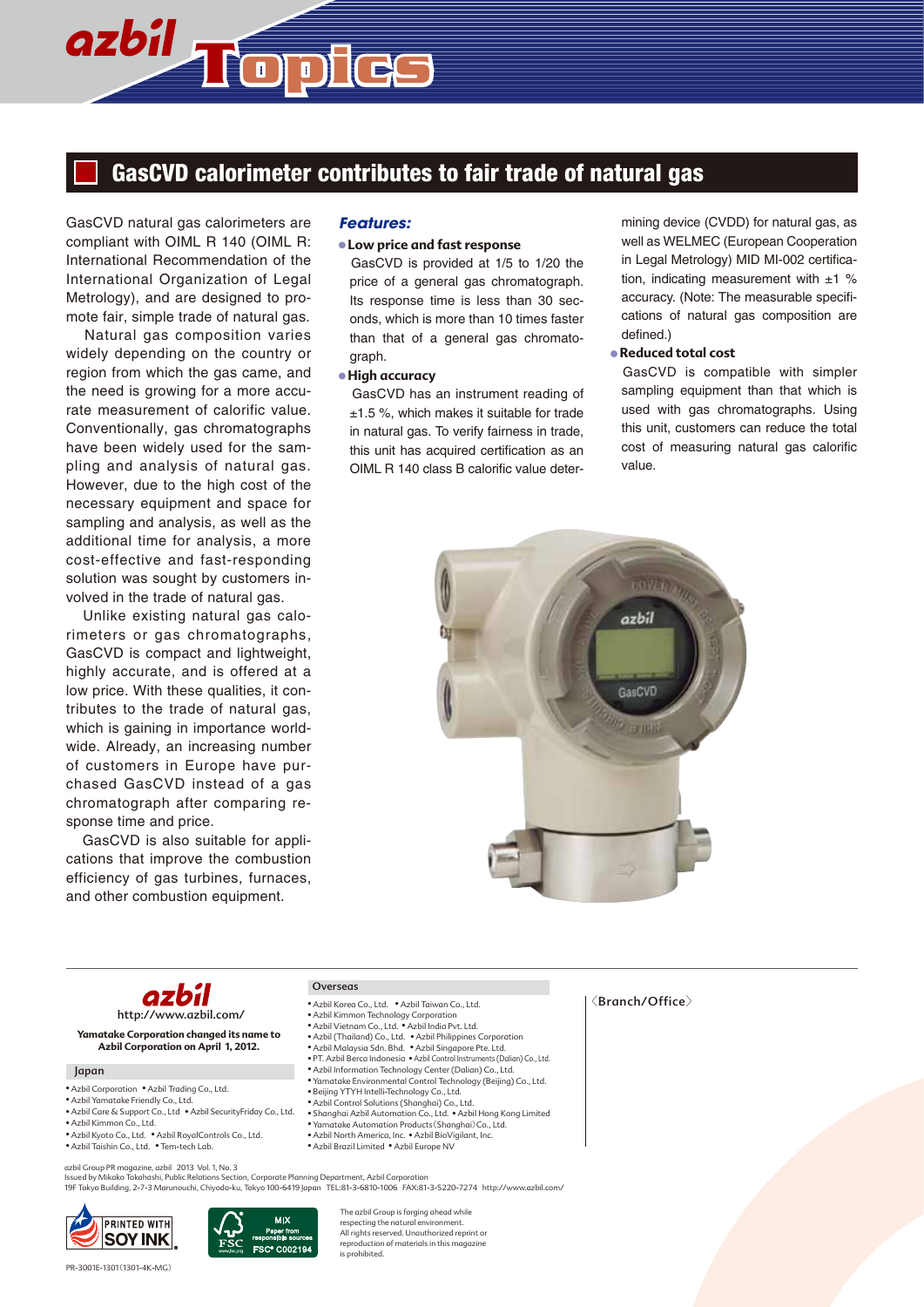# azbil Topics

## GasCVD calorimeter contributes to fair trade of natural gas

GasCVD natural gas calorimeters are compliant with OIML R 140 (OIML R: International Recommendation of the International Organization of Legal Metrology), and are designed to promote fair, simple trade of natural gas.

Natural gas composition varies widely depending on the country or region from which the gas came, and the need is growing for a more accurate measurement of calorific value. Conventionally, gas chromatographs have been widely used for the sampling and analysis of natural gas. However, due to the high cost of the necessary equipment and space for sampling and analysis, as well as the additional time for analysis, a more cost-effective and fast-responding solution was sought by customers involved in the trade of natural gas.

Unlike existing natural gas calorimeters or gas chromatographs, GasCVD is compact and lightweight, highly accurate, and is offered at a low price. With these qualities, it contributes to the trade of natural gas, which is gaining in importance worldwide. Already, an increasing number of customers in Europe have purchased GasCVD instead of a gas chromatograph after comparing response time and price.

GasCVD is also suitable for applications that improve the combustion efficiency of gas turbines, furnaces, and other combustion equipment.

### *Features:*

- **Low price and fast response**
  GasCVD is provided at 1/5 to 1/20 the price of a general gas chromatograph. Its response time is less than 30 seconds, which is more than 10 times faster than that of a general gas chromatograph.
- **High accuracy**
  GasCVD has an instrument reading of ±1.5 %, which makes it suitable for trade in natural gas. To verify fairness in trade, this unit has acquired certification as an OIML R 140 class B calorific value determining device (CVDD) for natural gas, as well as WELMEC (European Cooperation in Legal Metrology) MID MI-002 certification, indicating measurement with ±1 % accuracy. (Note: The measurable specifications of natural gas composition are defined.)
- **Reduced total cost**
  GasCVD is compatible with simpler sampling equipment than that which is used with gas chromatographs. Using this unit, customers can reduce the total cost of measuring natural gas calorific value.

---

**azbil**
http://www.azbil.com/

**Yamatake Corporation changed its name to Azbil Corporation on April 1, 2012.**

**Japan**

- Azbil Corporation • Azbil Trading Co., Ltd.
- Azbil Yamatake Friendly Co., Ltd.
- Azbil Care & Support Co., Ltd • Azbil SecurityFriday Co., Ltd.
- Azbil Kimmon Co., Ltd.
- Azbil Kyoto Co., Ltd. • Azbil RoyalControls Co., Ltd.
- Azbil Taishin Co., Ltd. • Tem-tech Lab.

**Overseas**

- Azbil Korea Co., Ltd. • Azbil Taiwan Co., Ltd.
- Azbil Kimmon Technology Corporation
- Azbil Vietnam Co., Ltd. • Azbil India Pvt. Ltd.
- Azbil (Thailand) Co., Ltd. • Azbil Philippines Corporation
- Azbil Malaysia Sdn. Bhd. • Azbil Singapore Pte. Ltd.
- PT. Azbil Berca Indonesia • Azbil Control Instruments (Dalian) Co., Ltd.
- Azbil Information Technology Center (Dalian) Co., Ltd.
- Yamatake Environmental Control Technology (Beijing) Co., Ltd.
- Beijing YTYH Intelli-Technology Co., Ltd.
- Azbil Control Solutions (Shanghai) Co., Ltd.
- Shanghai Azbil Automation Co., Ltd. • Azbil Hong Kong Limited
- Yamatake Automation Products (Shanghai) Co., Ltd.
- Azbil North America, Inc. • Azbil BioVigilant, Inc.
- Azbil Brazil Limited • Azbil Europe NV

〈Branch/Office〉

azbil Group PR magazine, azbil 2013 Vol. 1, No. 3
Issued by Mikako Takahashi, Public Relations Section, Corporate Planning Department, Azbil Corporation
19F Tokyo Building, 2-7-3 Marunouchi, Chiyoda-ku, Tokyo 100-6419 Japan TEL:81-3-6810-1006 FAX:81-3-5220-7274 http://www.azbil.com/

PRINTED WITH SOY INK

MIX Paper from responsible sources FSC® C002194

The azbil Group is forging ahead while respecting the natural environment.
All rights reserved. Unauthorized reprint or reproduction of materials in this magazine is prohibited.

PR-3001E-1301(1301-4K-MG)